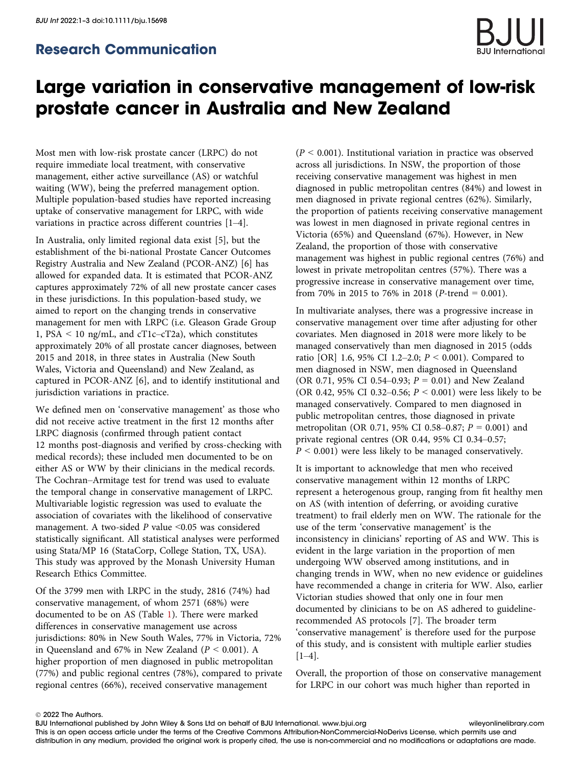Research Communication

# Large variation in conservative management of low-risk prostate cancer in Australia and New Zealand

Most men with low-risk prostate cancer (LRPC) do not require immediate local treatment, with conservative management, either active surveillance (AS) or watchful waiting (WW), being the preferred management option. Multiple population-based studies have reported increasing uptake of conservative management for LRPC, with wide variations in practice across different countries [1–4].

In Australia, only limited regional data exist [5], but the establishment of the bi-national Prostate Cancer Outcomes Registry Australia and New Zealand (PCOR-ANZ) [6] has allowed for expanded data. It is estimated that PCOR-ANZ captures approximately 72% of all new prostate cancer cases in these jurisdictions. In this population-based study, we aimed to report on the changing trends in conservative management for men with LRPC (i.e. Gleason Grade Group 1, PSA < 10 ng/mL, and cT1c–cT2a), which constitutes approximately 20% of all prostate cancer diagnoses, between 2015 and 2018, in three states in Australia (New South Wales, Victoria and Queensland) and New Zealand, as captured in PCOR-ANZ [6], and to identify institutional and jurisdiction variations in practice.

We defined men on 'conservative management' as those who did not receive active treatment in the first 12 months after LRPC diagnosis (confirmed through patient contact 12 months post-diagnosis and verified by cross-checking with medical records); these included men documented to be on either AS or WW by their clinicians in the medical records. The Cochran–Armitage test for trend was used to evaluate the temporal change in conservative management of LRPC. Multivariable logistic regression was used to evaluate the association of covariates with the likelihood of conservative management. A two-sided *P* value <0.05 was considered statistically significant. All statistical analyses were performed using Stata/MP 16 (StataCorp, College Station, TX, USA). This study was approved by the Monash University Human Research Ethics Committee.

Of the 3799 men with LRPC in the study, 2816 (74%) had conservative management, of whom 2571 (68%) were documented to be on AS (Table 1). There were marked differences in conservative management use across jurisdictions: 80% in New South Wales, 77% in Victoria, 72% in Queensland and 67% in New Zealand ($P < 0.001$). A higher proportion of men diagnosed in public metropolitan (77%) and public regional centres (78%), compared to private regional centres (66%), received conservative management ($P < 0.001$). Institutional variation in practice was observed across all jurisdictions. In NSW, the proportion of those receiving conservative management was highest in men diagnosed in public metropolitan centres (84%) and lowest in men diagnosed in private regional centres (62%). Similarly, the proportion of patients receiving conservative management was lowest in men diagnosed in private regional centres in Victoria (65%) and Queensland (67%). However, in New Zealand, the proportion of those with conservative management was highest in public regional centres (76%) and lowest in private metropolitan centres (57%). There was a progressive increase in conservative management over time, from 70% in 2015 to 76% in 2018 (*P*-trend = 0.001).

In multivariate analyses, there was a progressive increase in conservative management over time after adjusting for other covariates. Men diagnosed in 2018 were more likely to be managed conservatively than men diagnosed in 2015 (odds ratio [OR] 1.6, 95% CI 1.2–2.0; $P < 0.001$). Compared to men diagnosed in NSW, men diagnosed in Queensland (OR 0.71, 95% CI 0.54–0.93; $P = 0.01$) and New Zealand (OR 0.42, 95% CI 0.32–0.56; $P < 0.001$) were less likely to be managed conservatively. Compared to men diagnosed in public metropolitan centres, those diagnosed in private metropolitan (OR 0.71, 95% CI 0.58–0.87; $P = 0.001$) and private regional centres (OR 0.44, 95% CI 0.34–0.57; $P < 0.001$) were less likely to be managed conservatively.

It is important to acknowledge that men who received conservative management within 12 months of LRPC represent a heterogenous group, ranging from fit healthy men on AS (with intention of deferring, or avoiding curative treatment) to frail elderly men on WW. The rationale for the use of the term 'conservative management' is the inconsistency in clinicians' reporting of AS and WW. This is evident in the large variation in the proportion of men undergoing WW observed among institutions, and in changing trends in WW, when no new evidence or guidelines have recommended a change in criteria for WW. Also, earlier Victorian studies showed that only one in four men documented by clinicians to be on AS adhered to guideline-recommended AS protocols [7]. The broader term 'conservative management' is therefore used for the purpose of this study, and is consistent with multiple earlier studies [1–4].

Overall, the proportion of those on conservative management for LRPC in our cohort was much higher than reported in

© 2022 The Authors.
BJU International published by John Wiley & Sons Ltd on behalf of BJU International. www.bjui.org wileyonlinelibrary.com
This is an open access article under the terms of the Creative Commons Attribution-NonCommercial-NoDerivs License, which permits use and distribution in any medium, provided the original work is properly cited, the use is non-commercial and no modifications or adaptations are made.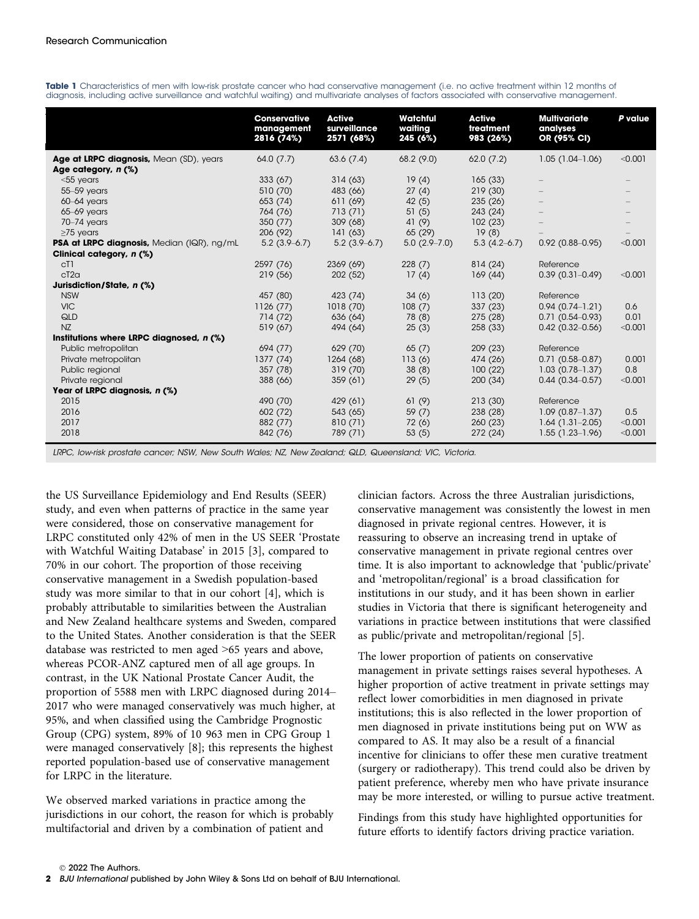**Table 1** Characteristics of men with low-risk prostate cancer who had conservative management (i.e. no active treatment within 12 months of diagnosis, including active surveillance and watchful waiting) and multivariate analyses of factors associated with conservative management.

| | Conservative management 2816 (74%) | Active surveillance 2571 (68%) | Watchful waiting 245 (6%) | Active treatment 983 (26%) | Multivariate analyses OR (95% CI) | *P* value |
|---|---|---|---|---|---|---|
| **Age at LRPC diagnosis,** Mean (SD), years | 64.0 (7.7) | 63.6 (7.4) | 68.2 (9.0) | 62.0 (7.2) | 1.05 (1.04–1.06) | <0.001 |
| **Age category, *n* (%)** | | | | | | |
| <55 years | 333 (67) | 314 (63) | 19 (4) | 165 (33) | – | – |
| 55–59 years | 510 (70) | 483 (66) | 27 (4) | 219 (30) | – | – |
| 60–64 years | 653 (74) | 611 (69) | 42 (5) | 235 (26) | – | – |
| 65–69 years | 764 (76) | 713 (71) | 51 (5) | 243 (24) | – | – |
| 70–74 years | 350 (77) | 309 (68) | 41 (9) | 102 (23) | – | – |
| ≥75 years | 206 (92) | 141 (63) | 65 (29) | 19 (8) | – | – |
| **PSA at LRPC diagnosis,** Median (IQR), ng/mL | 5.2 (3.9–6.7) | 5.2 (3.9–6.7) | 5.0 (2.9–7.0) | 5.3 (4.2–6.7) | 0.92 (0.88–0.95) | <0.001 |
| **Clinical category, *n* (%)** | | | | | | |
| cT1 | 2597 (76) | 2369 (69) | 228 (7) | 814 (24) | Reference | |
| cT2a | 219 (56) | 202 (52) | 17 (4) | 169 (44) | 0.39 (0.31–0.49) | <0.001 |
| **Jurisdiction/State, *n* (%)** | | | | | | |
| NSW | 457 (80) | 423 (74) | 34 (6) | 113 (20) | Reference | |
| VIC | 1126 (77) | 1018 (70) | 108 (7) | 337 (23) | 0.94 (0.74–1.21) | 0.6 |
| QLD | 714 (72) | 636 (64) | 78 (8) | 275 (28) | 0.71 (0.54–0.93) | 0.01 |
| NZ | 519 (67) | 494 (64) | 25 (3) | 258 (33) | 0.42 (0.32–0.56) | <0.001 |
| **Institutions where LRPC diagnosed, *n* (%)** | | | | | | |
| Public metropolitan | 694 (77) | 629 (70) | 65 (7) | 209 (23) | Reference | |
| Private metropolitan | 1377 (74) | 1264 (68) | 113 (6) | 474 (26) | 0.71 (0.58–0.87) | 0.001 |
| Public regional | 357 (78) | 319 (70) | 38 (8) | 100 (22) | 1.03 (0.78–1.37) | 0.8 |
| Private regional | 388 (66) | 359 (61) | 29 (5) | 200 (34) | 0.44 (0.34–0.57) | <0.001 |
| **Year of LRPC diagnosis, *n* (%)** | | | | | | |
| 2015 | 490 (70) | 429 (61) | 61 (9) | 213 (30) | Reference | |
| 2016 | 602 (72) | 543 (65) | 59 (7) | 238 (28) | 1.09 (0.87–1.37) | 0.5 |
| 2017 | 882 (77) | 810 (71) | 72 (6) | 260 (23) | 1.64 (1.31–2.05) | <0.001 |
| 2018 | 842 (76) | 789 (71) | 53 (5) | 272 (24) | 1.55 (1.23–1.96) | <0.001 |

*LRPC, low-risk prostate cancer; NSW, New South Wales; NZ, New Zealand; QLD, Queensland; VIC, Victoria.*

the US Surveillance Epidemiology and End Results (SEER) study, and even when patterns of practice in the same year were considered, those on conservative management for LRPC constituted only 42% of men in the US SEER 'Prostate with Watchful Waiting Database' in 2015 [3], compared to 70% in our cohort. The proportion of those receiving conservative management in a Swedish population-based study was more similar to that in our cohort [4], which is probably attributable to similarities between the Australian and New Zealand healthcare systems and Sweden, compared to the United States. Another consideration is that the SEER database was restricted to men aged >65 years and above, whereas PCOR-ANZ captured men of all age groups. In contrast, in the UK National Prostate Cancer Audit, the proportion of 5588 men with LRPC diagnosed during 2014–2017 who were managed conservatively was much higher, at 95%, and when classified using the Cambridge Prognostic Group (CPG) system, 89% of 10 963 men in CPG Group 1 were managed conservatively [8]; this represents the highest reported population-based use of conservative management for LRPC in the literature.

We observed marked variations in practice among the jurisdictions in our cohort, the reason for which is probably multifactorial and driven by a combination of patient and clinician factors. Across the three Australian jurisdictions, conservative management was consistently the lowest in men diagnosed in private regional centres. However, it is reassuring to observe an increasing trend in uptake of conservative management in private regional centres over time. It is also important to acknowledge that 'public/private' and 'metropolitan/regional' is a broad classification for institutions in our study, and it has been shown in earlier studies in Victoria that there is significant heterogeneity and variations in practice between institutions that were classified as public/private and metropolitan/regional [5].

The lower proportion of patients on conservative management in private settings raises several hypotheses. A higher proportion of active treatment in private settings may reflect lower comorbidities in men diagnosed in private institutions; this is also reflected in the lower proportion of men diagnosed in private institutions being put on WW as compared to AS. It may also be a result of a financial incentive for clinicians to offer these men curative treatment (surgery or radiotherapy). This trend could also be driven by patient preference, whereby men who have private insurance may be more interested, or willing to pursue active treatment.

Findings from this study have highlighted opportunities for future efforts to identify factors driving practice variation.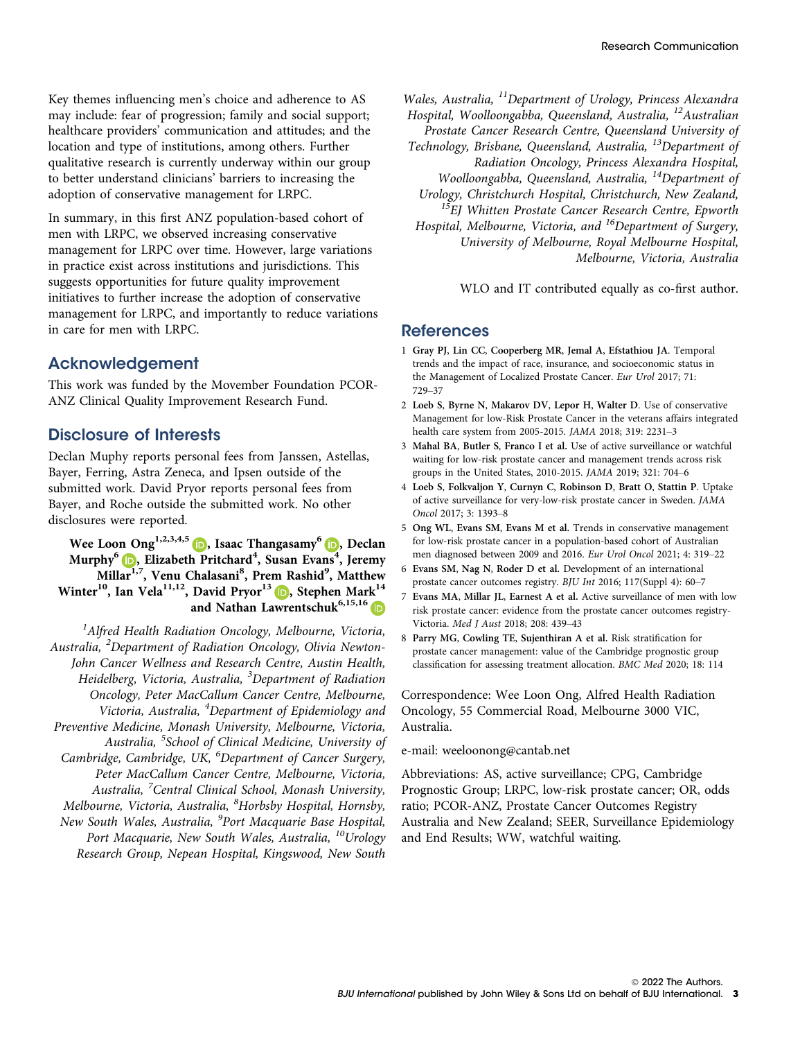Key themes influencing men's choice and adherence to AS may include: fear of progression; family and social support; healthcare providers' communication and attitudes; and the location and type of institutions, among others. Further qualitative research is currently underway within our group to better understand clinicians' barriers to increasing the adoption of conservative management for LRPC.

In summary, in this first ANZ population-based cohort of men with LRPC, we observed increasing conservative management for LRPC over time. However, large variations in practice exist across institutions and jurisdictions. This suggests opportunities for future quality improvement initiatives to further increase the adoption of conservative management for LRPC, and importantly to reduce variations in care for men with LRPC.

## Acknowledgement

This work was funded by the Movember Foundation PCOR-ANZ Clinical Quality Improvement Research Fund.

## Disclosure of Interests

Declan Muphy reports personal fees from Janssen, Astellas, Bayer, Ferring, Astra Zeneca, and Ipsen outside of the submitted work. David Pryor reports personal fees from Bayer, and Roche outside the submitted work. No other disclosures were reported.

**Wee Loon Ong[1,2,3,4,5], Isaac Thangasamy[6], Declan Murphy[6], Elizabeth Pritchard[4], Susan Evans[4], Jeremy Millar[1,7], Venu Chalasani[8], Prem Rashid[9], Matthew Winter[10], Ian Vela[11,12], David Pryor[13], Stephen Mark[14] and Nathan Lawrentschuk[6,15,16]**

*[1]Alfred Health Radiation Oncology, Melbourne, Victoria, Australia, [2]Department of Radiation Oncology, Olivia Newton-John Cancer Wellness and Research Centre, Austin Health, Heidelberg, Victoria, Australia, [3]Department of Radiation Oncology, Peter MacCallum Cancer Centre, Melbourne, Victoria, Australia, [4]Department of Epidemiology and Preventive Medicine, Monash University, Melbourne, Victoria, Australia, [5]School of Clinical Medicine, University of Cambridge, Cambridge, UK, [6]Department of Cancer Surgery, Peter MacCallum Cancer Centre, Melbourne, Victoria, Australia, [7]Central Clinical School, Monash University, Melbourne, Victoria, Australia, [8]Horbsby Hospital, Hornsby, New South Wales, Australia, [9]Port Macquarie Base Hospital, Port Macquarie, New South Wales, Australia, [10]Urology Research Group, Nepean Hospital, Kingswood, New South Wales, Australia, [11]Department of Urology, Princess Alexandra Hospital, Woolloongabba, Queensland, Australia, [12]Australian Prostate Cancer Research Centre, Queensland University of Technology, Brisbane, Queensland, Australia, [13]Department of Radiation Oncology, Princess Alexandra Hospital, Woolloongabba, Queensland, Australia, [14]Department of Urology, Christchurch Hospital, Christchurch, New Zealand, [15]EJ Whitten Prostate Cancer Research Centre, Epworth Hospital, Melbourne, Victoria, and [16]Department of Surgery, University of Melbourne, Royal Melbourne Hospital, Melbourne, Victoria, Australia*

WLO and IT contributed equally as co-first author.

## References

1. **Gray PJ, Lin CC, Cooperberg MR, Jemal A, Efstathiou JA.** Temporal trends and the impact of race, insurance, and socioeconomic status in the Management of Localized Prostate Cancer. *Eur Urol* 2017; 71: 729–37
2. **Loeb S, Byrne N, Makarov DV, Lepor H, Walter D.** Use of conservative Management for low-Risk Prostate Cancer in the veterans affairs integrated health care system from 2005-2015. *JAMA* 2018; 319: 2231–3
3. **Mahal BA, Butler S, Franco I et al.** Use of active surveillance or watchful waiting for low-risk prostate cancer and management trends across risk groups in the United States, 2010-2015. *JAMA* 2019; 321: 704–6
4. **Loeb S, Folkvaljon Y, Curnyn C, Robinson D, Bratt O, Stattin P.** Uptake of active surveillance for very-low-risk prostate cancer in Sweden. *JAMA Oncol* 2017; 3: 1393–8
5. **Ong WL, Evans SM, Evans M et al.** Trends in conservative management for low-risk prostate cancer in a population-based cohort of Australian men diagnosed between 2009 and 2016. *Eur Urol Oncol* 2021; 4: 319–22
6. **Evans SM, Nag N, Roder D et al.** Development of an international prostate cancer outcomes registry. *BJU Int* 2016; 117(Suppl 4): 60–7
7. **Evans MA, Millar JL, Earnest A et al.** Active surveillance of men with low risk prostate cancer: evidence from the prostate cancer outcomes registry-Victoria. *Med J Aust* 2018; 208: 439–43
8. **Parry MG, Cowling TE, Sujenthiran A et al.** Risk stratification for prostate cancer management: value of the Cambridge prognostic group classification for assessing treatment allocation. *BMC Med* 2020; 18: 114

Correspondence: Wee Loon Ong, Alfred Health Radiation Oncology, 55 Commercial Road, Melbourne 3000 VIC, Australia.

e-mail: weeloonong@cantab.net

Abbreviations: AS, active surveillance; CPG, Cambridge Prognostic Group; LRPC, low-risk prostate cancer; OR, odds ratio; PCOR-ANZ, Prostate Cancer Outcomes Registry Australia and New Zealand; SEER, Surveillance Epidemiology and End Results; WW, watchful waiting.